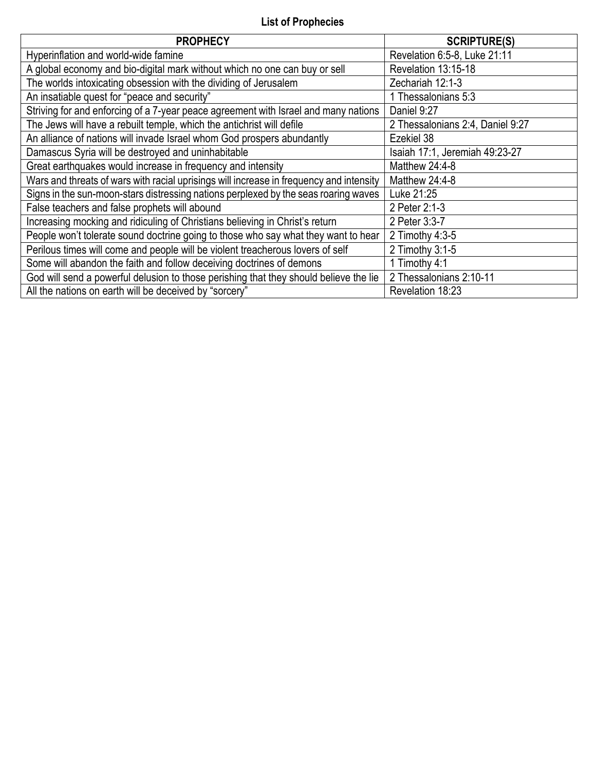**List of Prophecies**

| PROPHECY | SCRIPTURE(S) |
|---|---|
| Hyperinflation and world-wide famine | Revelation 6:5-8, Luke 21:11 |
| A global economy and bio-digital mark without which no one can buy or sell | Revelation 13:15-18 |
| The worlds intoxicating obsession with the dividing of Jerusalem | Zechariah 12:1-3 |
| An insatiable quest for “peace and security” | 1 Thessalonians 5:3 |
| Striving for and enforcing of a 7-year peace agreement with Israel and many nations | Daniel 9:27 |
| The Jews will have a rebuilt temple, which the antichrist will defile | 2 Thessalonians 2:4, Daniel 9:27 |
| An alliance of nations will invade Israel whom God prospers abundantly | Ezekiel 38 |
| Damascus Syria will be destroyed and uninhabitable | Isaiah 17:1, Jeremiah 49:23-27 |
| Great earthquakes would increase in frequency and intensity | Matthew 24:4-8 |
| Wars and threats of wars with racial uprisings will increase in frequency and intensity | Matthew 24:4-8 |
| Signs in the sun-moon-stars distressing nations perplexed by the seas roaring waves | Luke 21:25 |
| False teachers and false prophets will abound | 2 Peter 2:1-3 |
| Increasing mocking and ridiculing of Christians believing in Christ’s return | 2 Peter 3:3-7 |
| People won’t tolerate sound doctrine going to those who say what they want to hear | 2 Timothy 4:3-5 |
| Perilous times will come and people will be violent treacherous lovers of self | 2 Timothy 3:1-5 |
| Some will abandon the faith and follow deceiving doctrines of demons | 1 Timothy 4:1 |
| God will send a powerful delusion to those perishing that they should believe the lie | 2 Thessalonians 2:10-11 |
| All the nations on earth will be deceived by “sorcery” | Revelation 18:23 |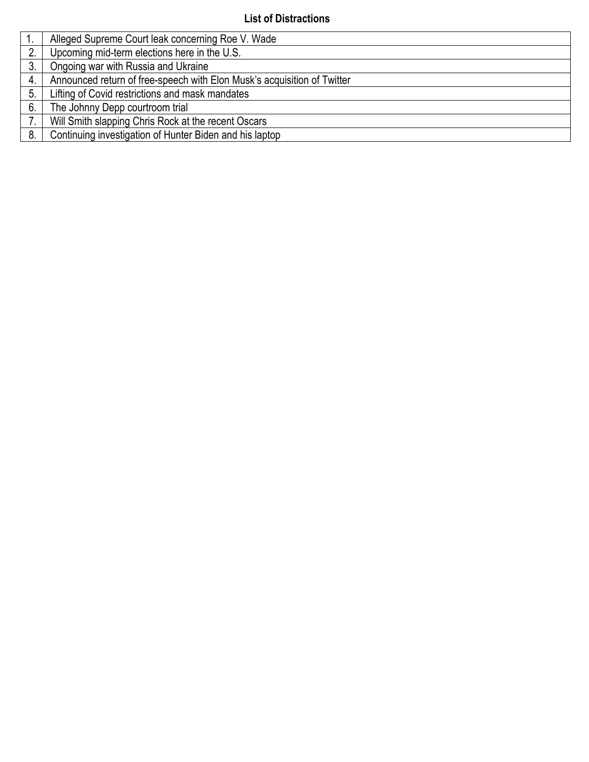**List of Distractions**

| | |
|---|---|
| 1. | Alleged Supreme Court leak concerning Roe V. Wade |
| 2. | Upcoming mid-term elections here in the U.S. |
| 3. | Ongoing war with Russia and Ukraine |
| 4. | Announced return of free-speech with Elon Musk's acquisition of Twitter |
| 5. | Lifting of Covid restrictions and mask mandates |
| 6. | The Johnny Depp courtroom trial |
| 7. | Will Smith slapping Chris Rock at the recent Oscars |
| 8. | Continuing investigation of Hunter Biden and his laptop |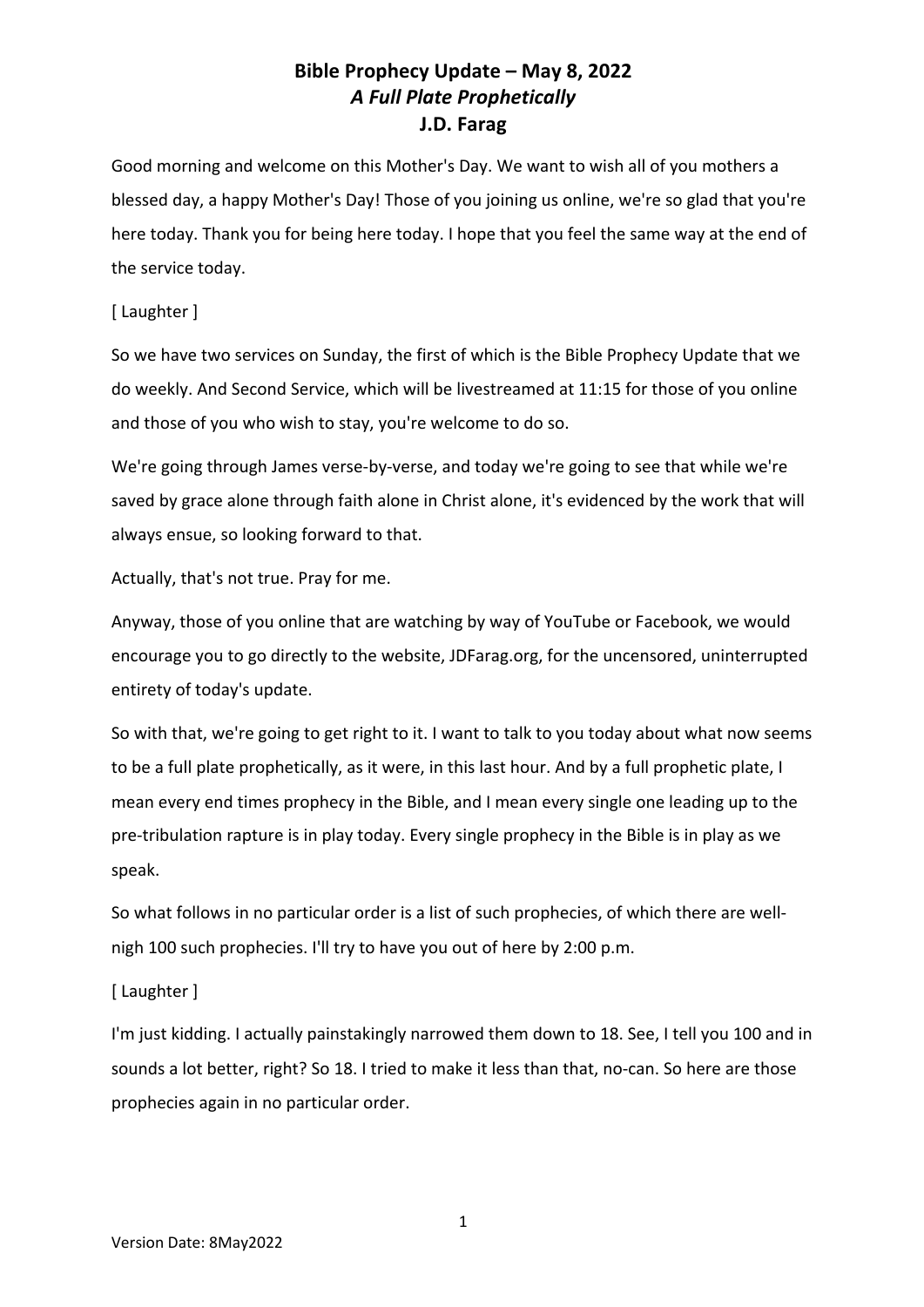# Bible Prophecy Update – May 8, 2022
## *A Full Plate Prophetically*
### J.D. Farag

Good morning and welcome on this Mother's Day. We want to wish all of you mothers a blessed day, a happy Mother's Day! Those of you joining us online, we're so glad that you're here today. Thank you for being here today. I hope that you feel the same way at the end of the service today.

[ Laughter ]

So we have two services on Sunday, the first of which is the Bible Prophecy Update that we do weekly. And Second Service, which will be livestreamed at 11:15 for those of you online and those of you who wish to stay, you're welcome to do so.

We're going through James verse-by-verse, and today we're going to see that while we're saved by grace alone through faith alone in Christ alone, it's evidenced by the work that will always ensue, so looking forward to that.

Actually, that's not true. Pray for me.

Anyway, those of you online that are watching by way of YouTube or Facebook, we would encourage you to go directly to the website, JDFarag.org, for the uncensored, uninterrupted entirety of today's update.

So with that, we're going to get right to it. I want to talk to you today about what now seems to be a full plate prophetically, as it were, in this last hour. And by a full prophetic plate, I mean every end times prophecy in the Bible, and I mean every single one leading up to the pre-tribulation rapture is in play today. Every single prophecy in the Bible is in play as we speak.

So what follows in no particular order is a list of such prophecies, of which there are well-nigh 100 such prophecies. I'll try to have you out of here by 2:00 p.m.

[ Laughter ]

I'm just kidding. I actually painstakingly narrowed them down to 18. See, I tell you 100 and in sounds a lot better, right? So 18. I tried to make it less than that, no-can. So here are those prophecies again in no particular order.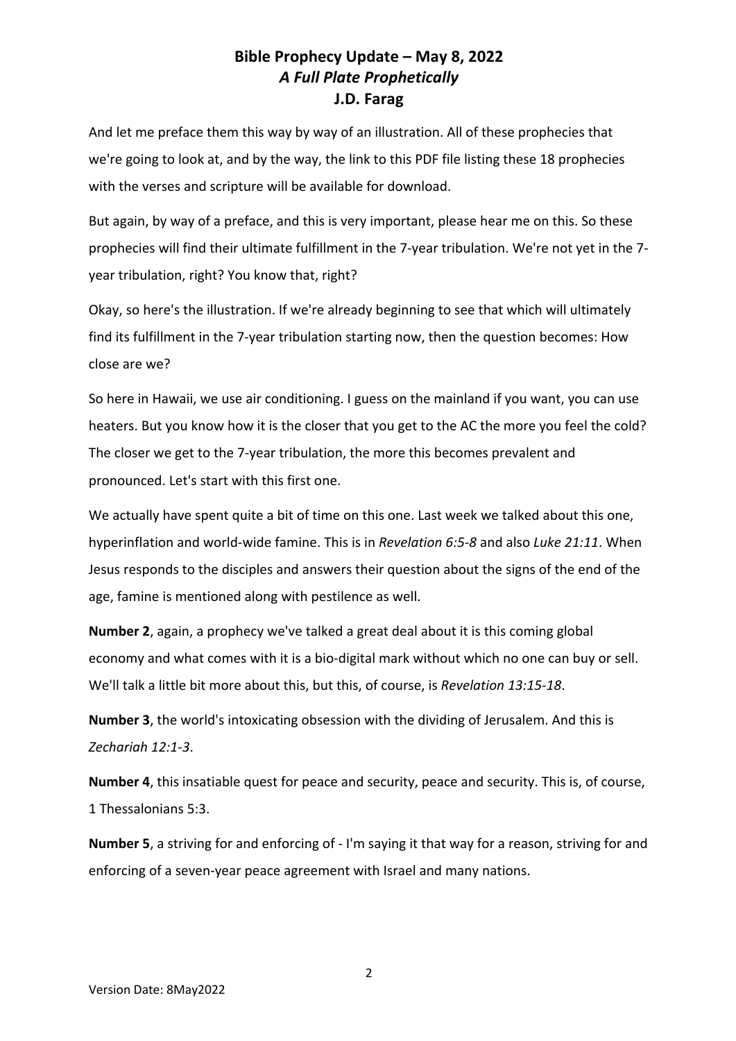And let me preface them this way by way of an illustration. All of these prophecies that we're going to look at, and by the way, the link to this PDF file listing these 18 prophecies with the verses and scripture will be available for download.

But again, by way of a preface, and this is very important, please hear me on this. So these prophecies will find their ultimate fulfillment in the 7-year tribulation. We're not yet in the 7-year tribulation, right? You know that, right?

Okay, so here's the illustration. If we're already beginning to see that which will ultimately find its fulfillment in the 7-year tribulation starting now, then the question becomes: How close are we?

So here in Hawaii, we use air conditioning. I guess on the mainland if you want, you can use heaters. But you know how it is the closer that you get to the AC the more you feel the cold? The closer we get to the 7-year tribulation, the more this becomes prevalent and pronounced. Let's start with this first one.

We actually have spent quite a bit of time on this one. Last week we talked about this one, hyperinflation and world-wide famine. This is in *Revelation 6:5-8* and also *Luke 21:11*. When Jesus responds to the disciples and answers their question about the signs of the end of the age, famine is mentioned along with pestilence as well.

**Number 2**, again, a prophecy we've talked a great deal about it is this coming global economy and what comes with it is a bio-digital mark without which no one can buy or sell. We'll talk a little bit more about this, but this, of course, is *Revelation 13:15-18*.

**Number 3**, the world's intoxicating obsession with the dividing of Jerusalem. And this is *Zechariah 12:1-3*.

**Number 4**, this insatiable quest for peace and security, peace and security. This is, of course, 1 Thessalonians 5:3.

**Number 5**, a striving for and enforcing of - I'm saying it that way for a reason, striving for and enforcing of a seven-year peace agreement with Israel and many nations.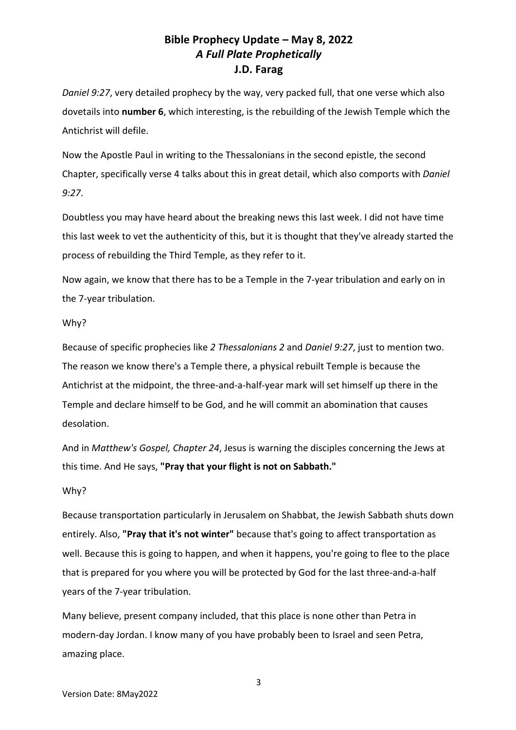*Daniel 9:27*, very detailed prophecy by the way, very packed full, that one verse which also dovetails into **number 6**, which interesting, is the rebuilding of the Jewish Temple which the Antichrist will defile.

Now the Apostle Paul in writing to the Thessalonians in the second epistle, the second Chapter, specifically verse 4 talks about this in great detail, which also comports with *Daniel 9:27*.

Doubtless you may have heard about the breaking news this last week. I did not have time this last week to vet the authenticity of this, but it is thought that they've already started the process of rebuilding the Third Temple, as they refer to it.

Now again, we know that there has to be a Temple in the 7-year tribulation and early on in the 7-year tribulation.

Why?

Because of specific prophecies like *2 Thessalonians 2* and *Daniel 9:27*, just to mention two. The reason we know there's a Temple there, a physical rebuilt Temple is because the Antichrist at the midpoint, the three-and-a-half-year mark will set himself up there in the Temple and declare himself to be God, and he will commit an abomination that causes desolation.

And in *Matthew's Gospel, Chapter 24*, Jesus is warning the disciples concerning the Jews at this time. And He says, **"Pray that your flight is not on Sabbath."**

Why?

Because transportation particularly in Jerusalem on Shabbat, the Jewish Sabbath shuts down entirely. Also, **"Pray that it's not winter"** because that's going to affect transportation as well. Because this is going to happen, and when it happens, you're going to flee to the place that is prepared for you where you will be protected by God for the last three-and-a-half years of the 7-year tribulation.

Many believe, present company included, that this place is none other than Petra in modern-day Jordan. I know many of you have probably been to Israel and seen Petra, amazing place.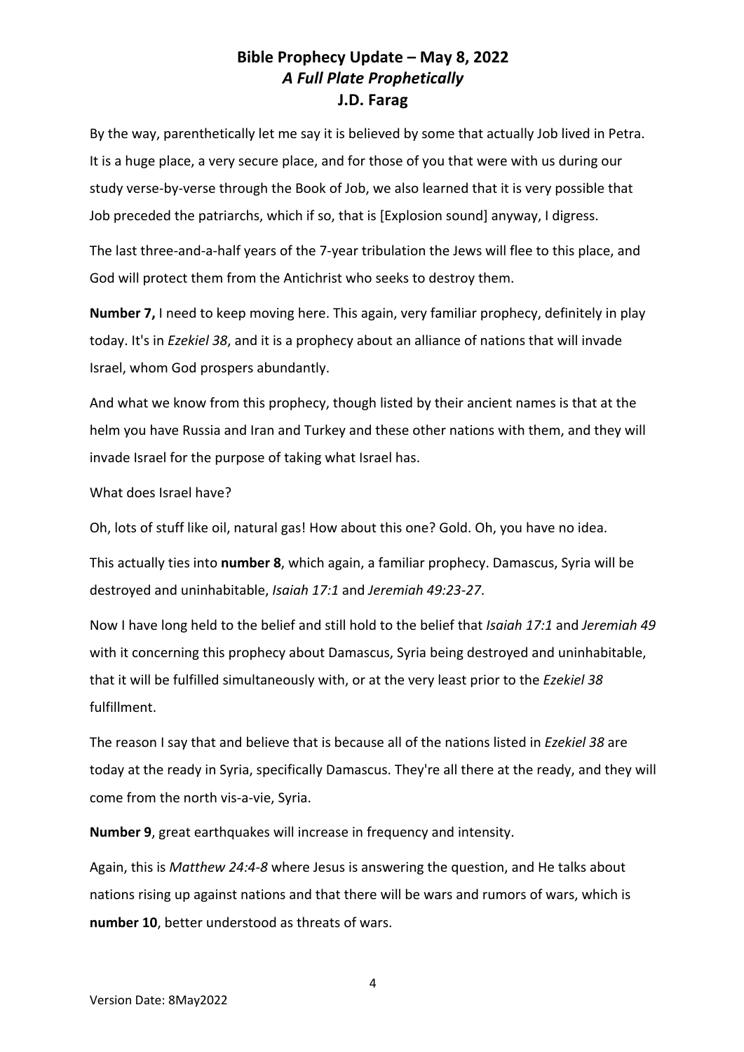By the way, parenthetically let me say it is believed by some that actually Job lived in Petra. It is a huge place, a very secure place, and for those of you that were with us during our study verse-by-verse through the Book of Job, we also learned that it is very possible that Job preceded the patriarchs, which if so, that is [Explosion sound] anyway, I digress.

The last three-and-a-half years of the 7-year tribulation the Jews will flee to this place, and God will protect them from the Antichrist who seeks to destroy them.

**Number 7,** I need to keep moving here. This again, very familiar prophecy, definitely in play today. It's in *Ezekiel 38*, and it is a prophecy about an alliance of nations that will invade Israel, whom God prospers abundantly.

And what we know from this prophecy, though listed by their ancient names is that at the helm you have Russia and Iran and Turkey and these other nations with them, and they will invade Israel for the purpose of taking what Israel has.

What does Israel have?

Oh, lots of stuff like oil, natural gas! How about this one? Gold. Oh, you have no idea.

This actually ties into **number 8**, which again, a familiar prophecy. Damascus, Syria will be destroyed and uninhabitable, *Isaiah 17:1* and *Jeremiah 49:23-27*.

Now I have long held to the belief and still hold to the belief that *Isaiah 17:1* and *Jeremiah 49* with it concerning this prophecy about Damascus, Syria being destroyed and uninhabitable, that it will be fulfilled simultaneously with, or at the very least prior to the *Ezekiel 38* fulfillment.

The reason I say that and believe that is because all of the nations listed in *Ezekiel 38* are today at the ready in Syria, specifically Damascus. They're all there at the ready, and they will come from the north vis-a-vie, Syria.

**Number 9**, great earthquakes will increase in frequency and intensity.

Again, this is *Matthew 24:4-8* where Jesus is answering the question, and He talks about nations rising up against nations and that there will be wars and rumors of wars, which is **number 10**, better understood as threats of wars.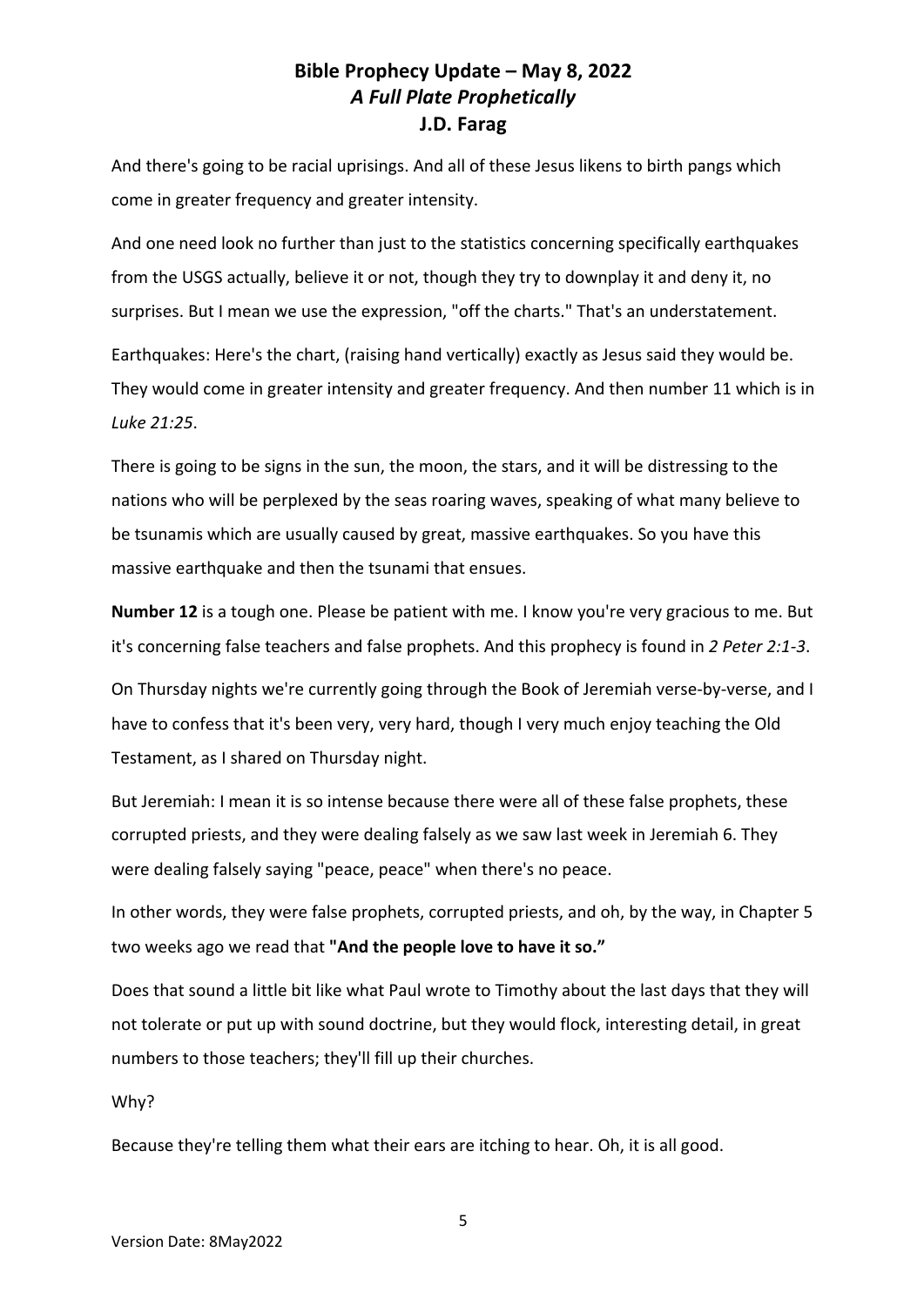And there's going to be racial uprisings. And all of these Jesus likens to birth pangs which come in greater frequency and greater intensity.

And one need look no further than just to the statistics concerning specifically earthquakes from the USGS actually, believe it or not, though they try to downplay it and deny it, no surprises. But I mean we use the expression, "off the charts." That's an understatement.

Earthquakes: Here's the chart, (raising hand vertically) exactly as Jesus said they would be. They would come in greater intensity and greater frequency. And then number 11 which is in *Luke 21:25*.

There is going to be signs in the sun, the moon, the stars, and it will be distressing to the nations who will be perplexed by the seas roaring waves, speaking of what many believe to be tsunamis which are usually caused by great, massive earthquakes. So you have this massive earthquake and then the tsunami that ensues.

**Number 12** is a tough one. Please be patient with me. I know you're very gracious to me. But it's concerning false teachers and false prophets. And this prophecy is found in *2 Peter 2:1-3*.

On Thursday nights we're currently going through the Book of Jeremiah verse-by-verse, and I have to confess that it's been very, very hard, though I very much enjoy teaching the Old Testament, as I shared on Thursday night.

But Jeremiah: I mean it is so intense because there were all of these false prophets, these corrupted priests, and they were dealing falsely as we saw last week in Jeremiah 6. They were dealing falsely saying "peace, peace" when there's no peace.

In other words, they were false prophets, corrupted priests, and oh, by the way, in Chapter 5 two weeks ago we read that **"And the people love to have it so."**

Does that sound a little bit like what Paul wrote to Timothy about the last days that they will not tolerate or put up with sound doctrine, but they would flock, interesting detail, in great numbers to those teachers; they'll fill up their churches.

Why?

Because they're telling them what their ears are itching to hear. Oh, it is all good.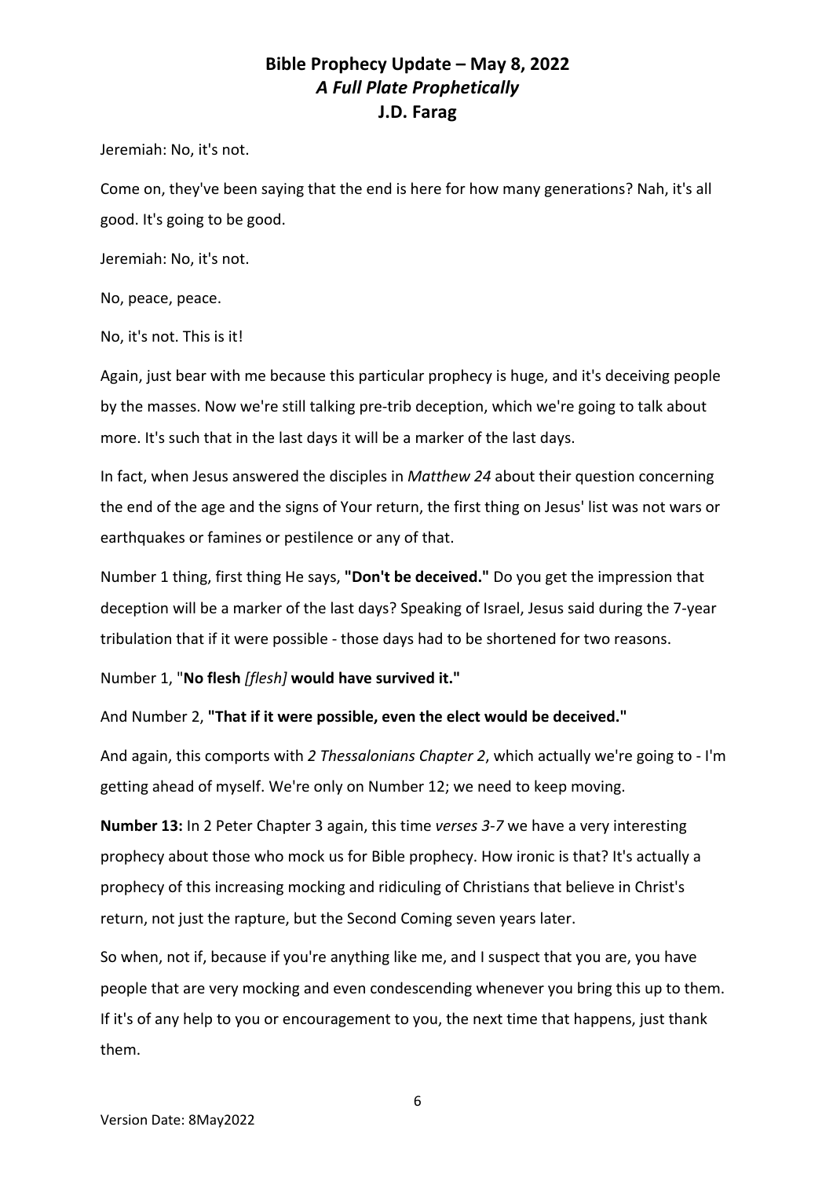Jeremiah: No, it's not.

Come on, they've been saying that the end is here for how many generations? Nah, it's all good. It's going to be good.

Jeremiah: No, it's not.

No, peace, peace.

No, it's not. This is it!

Again, just bear with me because this particular prophecy is huge, and it's deceiving people by the masses. Now we're still talking pre-trib deception, which we're going to talk about more. It's such that in the last days it will be a marker of the last days.

In fact, when Jesus answered the disciples in *Matthew 24* about their question concerning the end of the age and the signs of Your return, the first thing on Jesus' list was not wars or earthquakes or famines or pestilence or any of that.

Number 1 thing, first thing He says, **"Don't be deceived."** Do you get the impression that deception will be a marker of the last days? Speaking of Israel, Jesus said during the 7-year tribulation that if it were possible - those days had to be shortened for two reasons.

Number 1, "**No flesh** *[flesh]* **would have survived it."**

And Number 2, **"That if it were possible, even the elect would be deceived."**

And again, this comports with *2 Thessalonians Chapter 2*, which actually we're going to - I'm getting ahead of myself. We're only on Number 12; we need to keep moving.

**Number 13:** In 2 Peter Chapter 3 again, this time *verses 3-7* we have a very interesting prophecy about those who mock us for Bible prophecy. How ironic is that? It's actually a prophecy of this increasing mocking and ridiculing of Christians that believe in Christ's return, not just the rapture, but the Second Coming seven years later.

So when, not if, because if you're anything like me, and I suspect that you are, you have people that are very mocking and even condescending whenever you bring this up to them. If it's of any help to you or encouragement to you, the next time that happens, just thank them.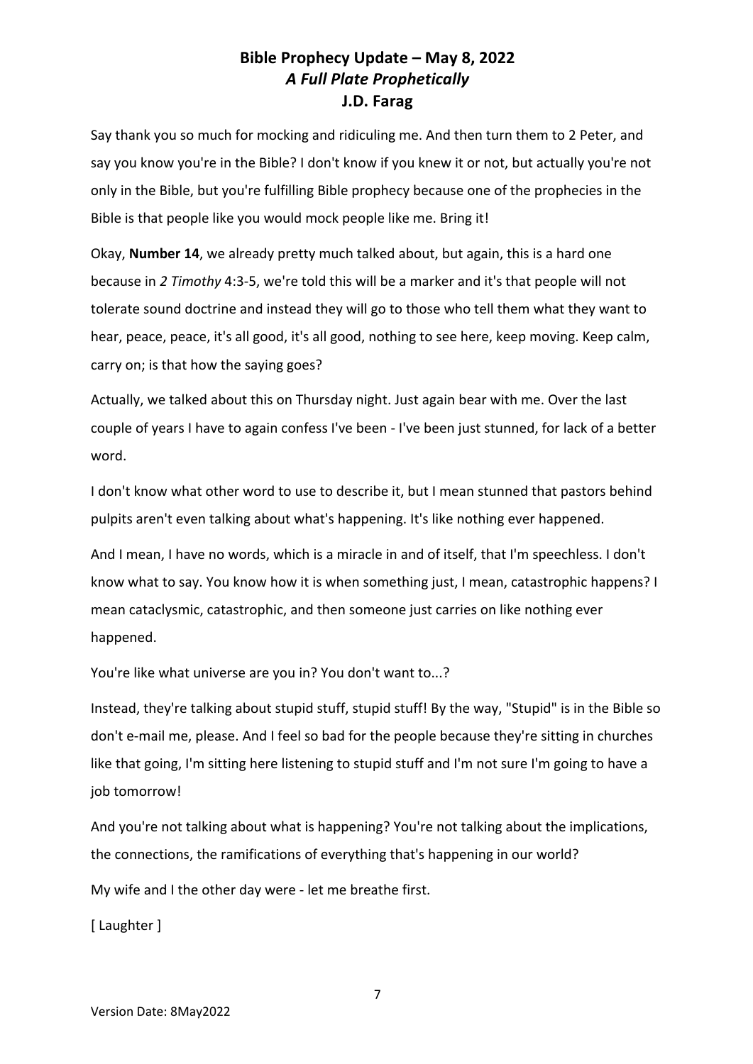Say thank you so much for mocking and ridiculing me. And then turn them to 2 Peter, and say you know you're in the Bible? I don't know if you knew it or not, but actually you're not only in the Bible, but you're fulfilling Bible prophecy because one of the prophecies in the Bible is that people like you would mock people like me. Bring it!

Okay, **Number 14**, we already pretty much talked about, but again, this is a hard one because in *2 Timothy* 4:3-5, we're told this will be a marker and it's that people will not tolerate sound doctrine and instead they will go to those who tell them what they want to hear, peace, peace, it's all good, it's all good, nothing to see here, keep moving. Keep calm, carry on; is that how the saying goes?

Actually, we talked about this on Thursday night. Just again bear with me. Over the last couple of years I have to again confess I've been - I've been just stunned, for lack of a better word.

I don't know what other word to use to describe it, but I mean stunned that pastors behind pulpits aren't even talking about what's happening. It's like nothing ever happened.

And I mean, I have no words, which is a miracle in and of itself, that I'm speechless. I don't know what to say. You know how it is when something just, I mean, catastrophic happens? I mean cataclysmic, catastrophic, and then someone just carries on like nothing ever happened.

You're like what universe are you in? You don't want to...?

Instead, they're talking about stupid stuff, stupid stuff! By the way, "Stupid" is in the Bible so don't e-mail me, please. And I feel so bad for the people because they're sitting in churches like that going, I'm sitting here listening to stupid stuff and I'm not sure I'm going to have a job tomorrow!

And you're not talking about what is happening? You're not talking about the implications, the connections, the ramifications of everything that's happening in our world?

My wife and I the other day were - let me breathe first.

[ Laughter ]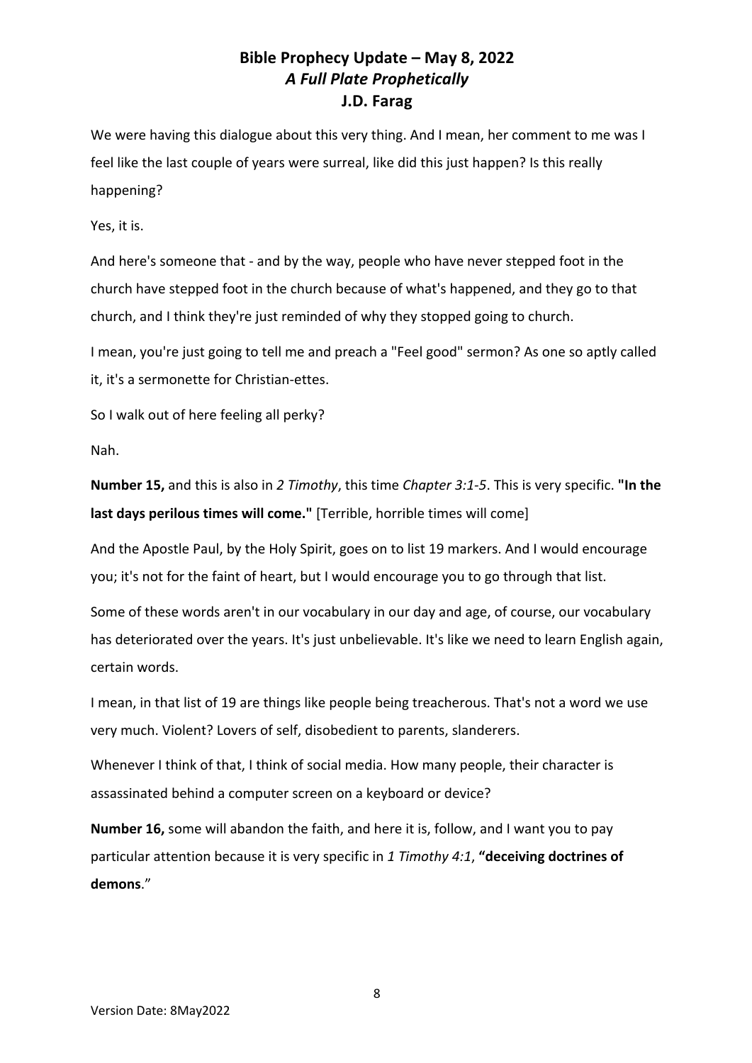We were having this dialogue about this very thing. And I mean, her comment to me was I feel like the last couple of years were surreal, like did this just happen? Is this really happening?

Yes, it is.

And here's someone that - and by the way, people who have never stepped foot in the church have stepped foot in the church because of what's happened, and they go to that church, and I think they're just reminded of why they stopped going to church.

I mean, you're just going to tell me and preach a "Feel good" sermon? As one so aptly called it, it's a sermonette for Christian-ettes.

So I walk out of here feeling all perky?

Nah.

**Number 15,** and this is also in *2 Timothy*, this time *Chapter 3:1-5*. This is very specific. **"In the last days perilous times will come."** [Terrible, horrible times will come]

And the Apostle Paul, by the Holy Spirit, goes on to list 19 markers. And I would encourage you; it's not for the faint of heart, but I would encourage you to go through that list.

Some of these words aren't in our vocabulary in our day and age, of course, our vocabulary has deteriorated over the years. It's just unbelievable. It's like we need to learn English again, certain words.

I mean, in that list of 19 are things like people being treacherous. That's not a word we use very much. Violent? Lovers of self, disobedient to parents, slanderers.

Whenever I think of that, I think of social media. How many people, their character is assassinated behind a computer screen on a keyboard or device?

**Number 16,** some will abandon the faith, and here it is, follow, and I want you to pay particular attention because it is very specific in *1 Timothy 4:1*, **"deceiving doctrines of demons**."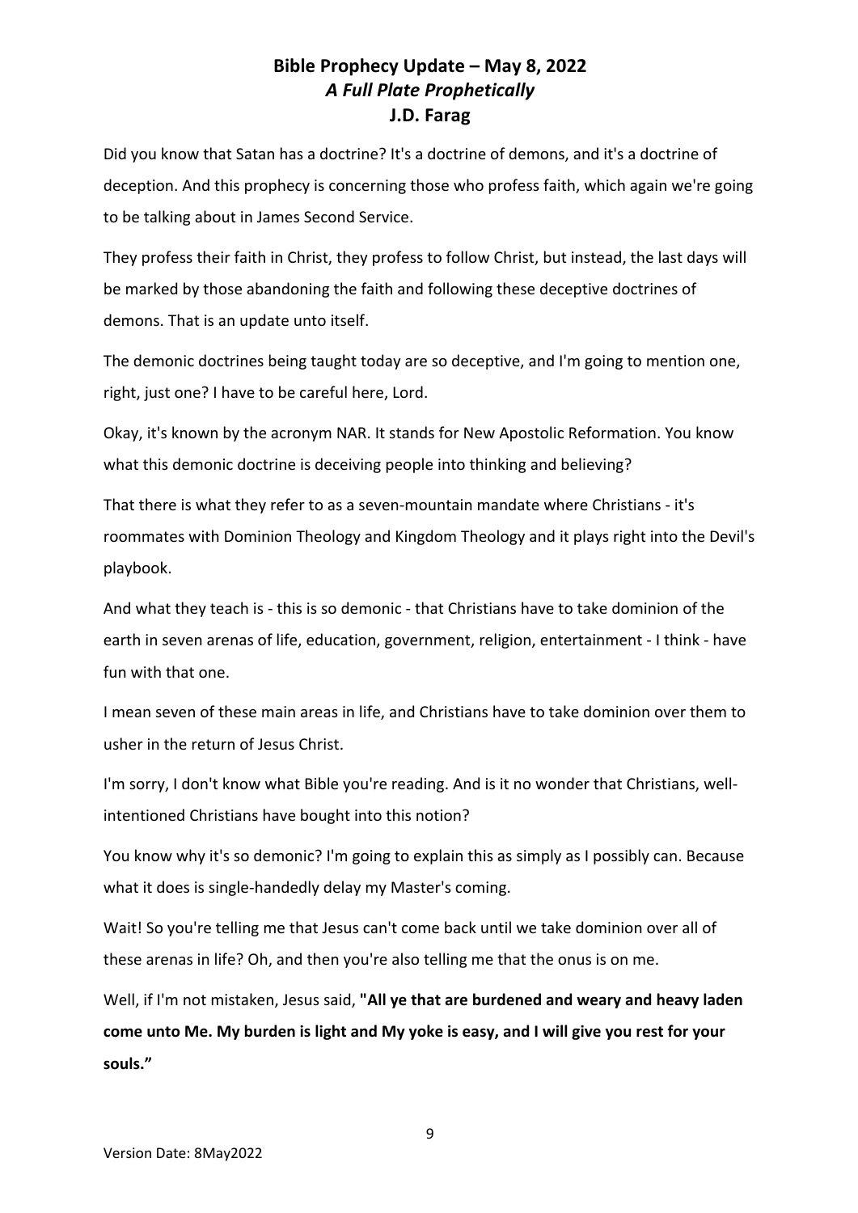Did you know that Satan has a doctrine? It's a doctrine of demons, and it's a doctrine of deception. And this prophecy is concerning those who profess faith, which again we're going to be talking about in James Second Service.

They profess their faith in Christ, they profess to follow Christ, but instead, the last days will be marked by those abandoning the faith and following these deceptive doctrines of demons. That is an update unto itself.

The demonic doctrines being taught today are so deceptive, and I'm going to mention one, right, just one? I have to be careful here, Lord.

Okay, it's known by the acronym NAR. It stands for New Apostolic Reformation. You know what this demonic doctrine is deceiving people into thinking and believing?

That there is what they refer to as a seven-mountain mandate where Christians - it's roommates with Dominion Theology and Kingdom Theology and it plays right into the Devil's playbook.

And what they teach is - this is so demonic - that Christians have to take dominion of the earth in seven arenas of life, education, government, religion, entertainment - I think - have fun with that one.

I mean seven of these main areas in life, and Christians have to take dominion over them to usher in the return of Jesus Christ.

I'm sorry, I don't know what Bible you're reading. And is it no wonder that Christians, well-intentioned Christians have bought into this notion?

You know why it's so demonic? I'm going to explain this as simply as I possibly can. Because what it does is single-handedly delay my Master's coming.

Wait! So you're telling me that Jesus can't come back until we take dominion over all of these arenas in life? Oh, and then you're also telling me that the onus is on me.

Well, if I'm not mistaken, Jesus said, **"All ye that are burdened and weary and heavy laden come unto Me. My burden is light and My yoke is easy, and I will give you rest for your souls."**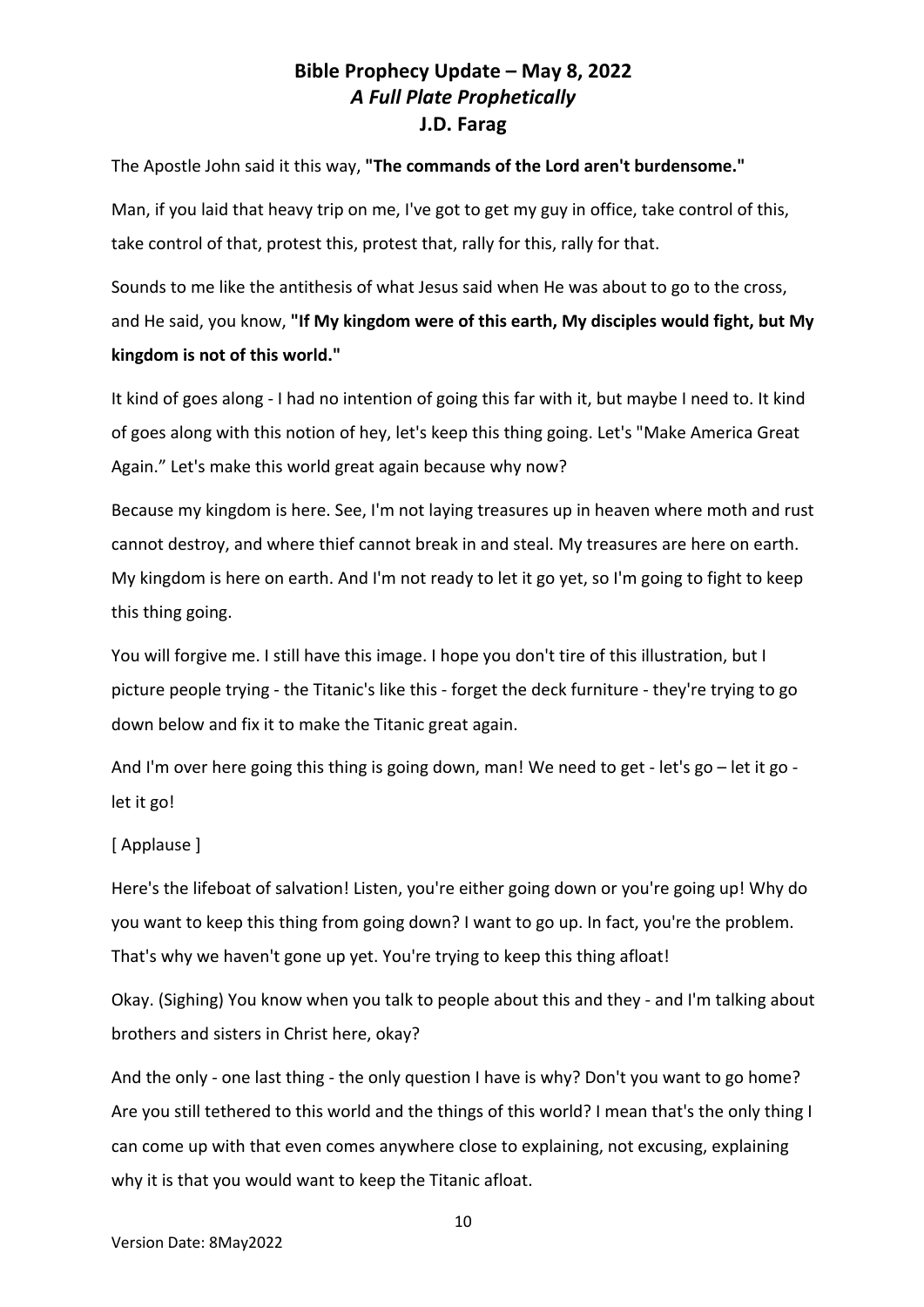The Apostle John said it this way, **"The commands of the Lord aren't burdensome."**

Man, if you laid that heavy trip on me, I've got to get my guy in office, take control of this, take control of that, protest this, protest that, rally for this, rally for that.

Sounds to me like the antithesis of what Jesus said when He was about to go to the cross, and He said, you know, **"If My kingdom were of this earth, My disciples would fight, but My kingdom is not of this world."**

It kind of goes along - I had no intention of going this far with it, but maybe I need to. It kind of goes along with this notion of hey, let's keep this thing going. Let's "Make America Great Again." Let's make this world great again because why now?

Because my kingdom is here. See, I'm not laying treasures up in heaven where moth and rust cannot destroy, and where thief cannot break in and steal. My treasures are here on earth. My kingdom is here on earth. And I'm not ready to let it go yet, so I'm going to fight to keep this thing going.

You will forgive me. I still have this image. I hope you don't tire of this illustration, but I picture people trying - the Titanic's like this - forget the deck furniture - they're trying to go down below and fix it to make the Titanic great again.

And I'm over here going this thing is going down, man! We need to get - let's go – let it go - let it go!

[ Applause ]

Here's the lifeboat of salvation! Listen, you're either going down or you're going up! Why do you want to keep this thing from going down? I want to go up. In fact, you're the problem. That's why we haven't gone up yet. You're trying to keep this thing afloat!

Okay. (Sighing) You know when you talk to people about this and they - and I'm talking about brothers and sisters in Christ here, okay?

And the only - one last thing - the only question I have is why? Don't you want to go home? Are you still tethered to this world and the things of this world? I mean that's the only thing I can come up with that even comes anywhere close to explaining, not excusing, explaining why it is that you would want to keep the Titanic afloat.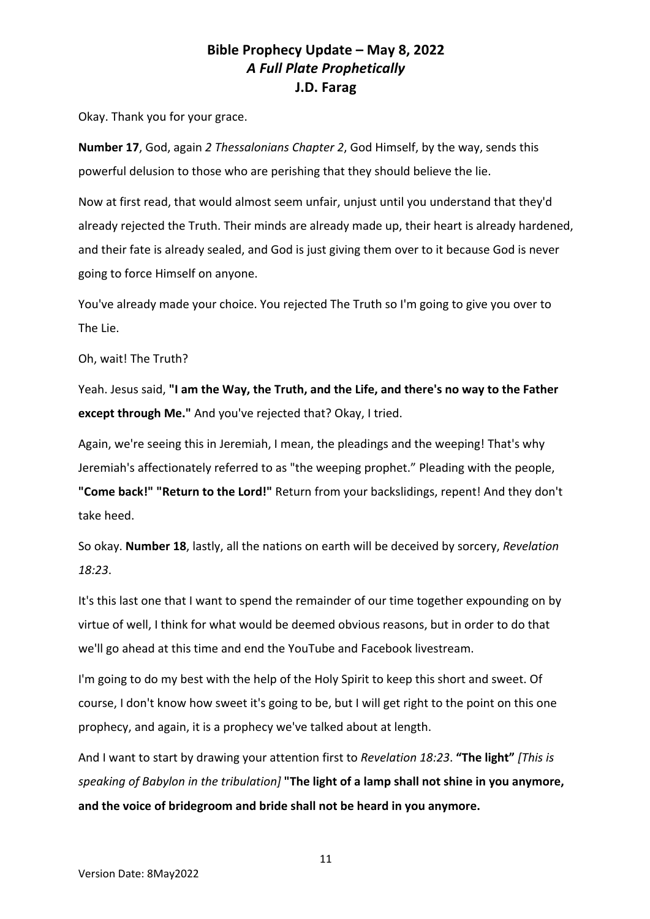Okay. Thank you for your grace.

**Number 17**, God, again *2 Thessalonians Chapter 2*, God Himself, by the way, sends this powerful delusion to those who are perishing that they should believe the lie.

Now at first read, that would almost seem unfair, unjust until you understand that they'd already rejected the Truth. Their minds are already made up, their heart is already hardened, and their fate is already sealed, and God is just giving them over to it because God is never going to force Himself on anyone.

You've already made your choice. You rejected The Truth so I'm going to give you over to The Lie.

Oh, wait! The Truth?

Yeah. Jesus said, **"I am the Way, the Truth, and the Life, and there's no way to the Father except through Me."** And you've rejected that? Okay, I tried.

Again, we're seeing this in Jeremiah, I mean, the pleadings and the weeping! That's why Jeremiah's affectionately referred to as "the weeping prophet." Pleading with the people, **"Come back!" "Return to the Lord!"** Return from your backslidings, repent! And they don't take heed.

So okay. **Number 18**, lastly, all the nations on earth will be deceived by sorcery, *Revelation 18:23*.

It's this last one that I want to spend the remainder of our time together expounding on by virtue of well, I think for what would be deemed obvious reasons, but in order to do that we'll go ahead at this time and end the YouTube and Facebook livestream.

I'm going to do my best with the help of the Holy Spirit to keep this short and sweet. Of course, I don't know how sweet it's going to be, but I will get right to the point on this one prophecy, and again, it is a prophecy we've talked about at length.

And I want to start by drawing your attention first to *Revelation 18:23*. **"The light"** *[This is speaking of Babylon in the tribulation]* **"The light of a lamp shall not shine in you anymore, and the voice of bridegroom and bride shall not be heard in you anymore.**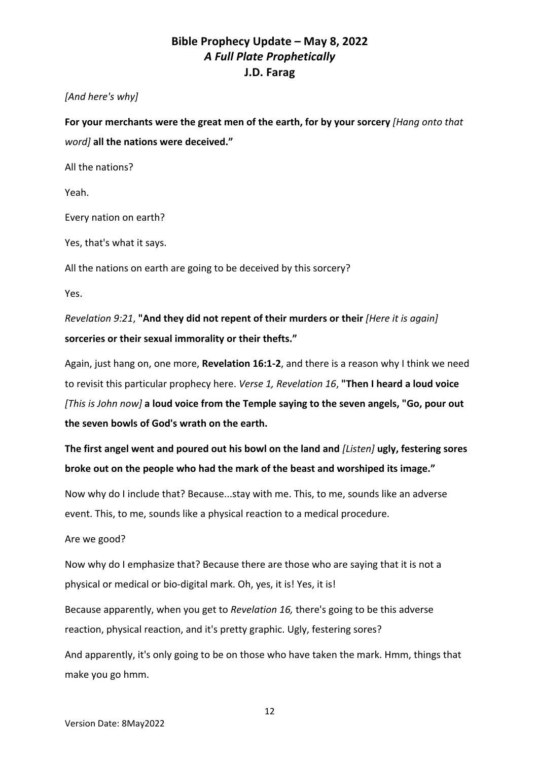*[And here's why]*

**For your merchants were the great men of the earth, for by your sorcery** *[Hang onto that word]* **all the nations were deceived."**

All the nations?

Yeah.

Every nation on earth?

Yes, that's what it says.

All the nations on earth are going to be deceived by this sorcery?

Yes.

*Revelation 9:21*, **"And they did not repent of their murders or their** *[Here it is again]* **sorceries or their sexual immorality or their thefts."**

Again, just hang on, one more, **Revelation 16:1-2**, and there is a reason why I think we need to revisit this particular prophecy here. *Verse 1, Revelation 16*, **"Then I heard a loud voice** *[This is John now]* **a loud voice from the Temple saying to the seven angels, "Go, pour out the seven bowls of God's wrath on the earth.**

**The first angel went and poured out his bowl on the land and** *[Listen]* **ugly, festering sores broke out on the people who had the mark of the beast and worshiped its image."**

Now why do I include that? Because...stay with me. This, to me, sounds like an adverse event. This, to me, sounds like a physical reaction to a medical procedure.

Are we good?

Now why do I emphasize that? Because there are those who are saying that it is not a physical or medical or bio-digital mark. Oh, yes, it is! Yes, it is!

Because apparently, when you get to *Revelation 16,* there's going to be this adverse reaction, physical reaction, and it's pretty graphic. Ugly, festering sores?

And apparently, it's only going to be on those who have taken the mark. Hmm, things that make you go hmm.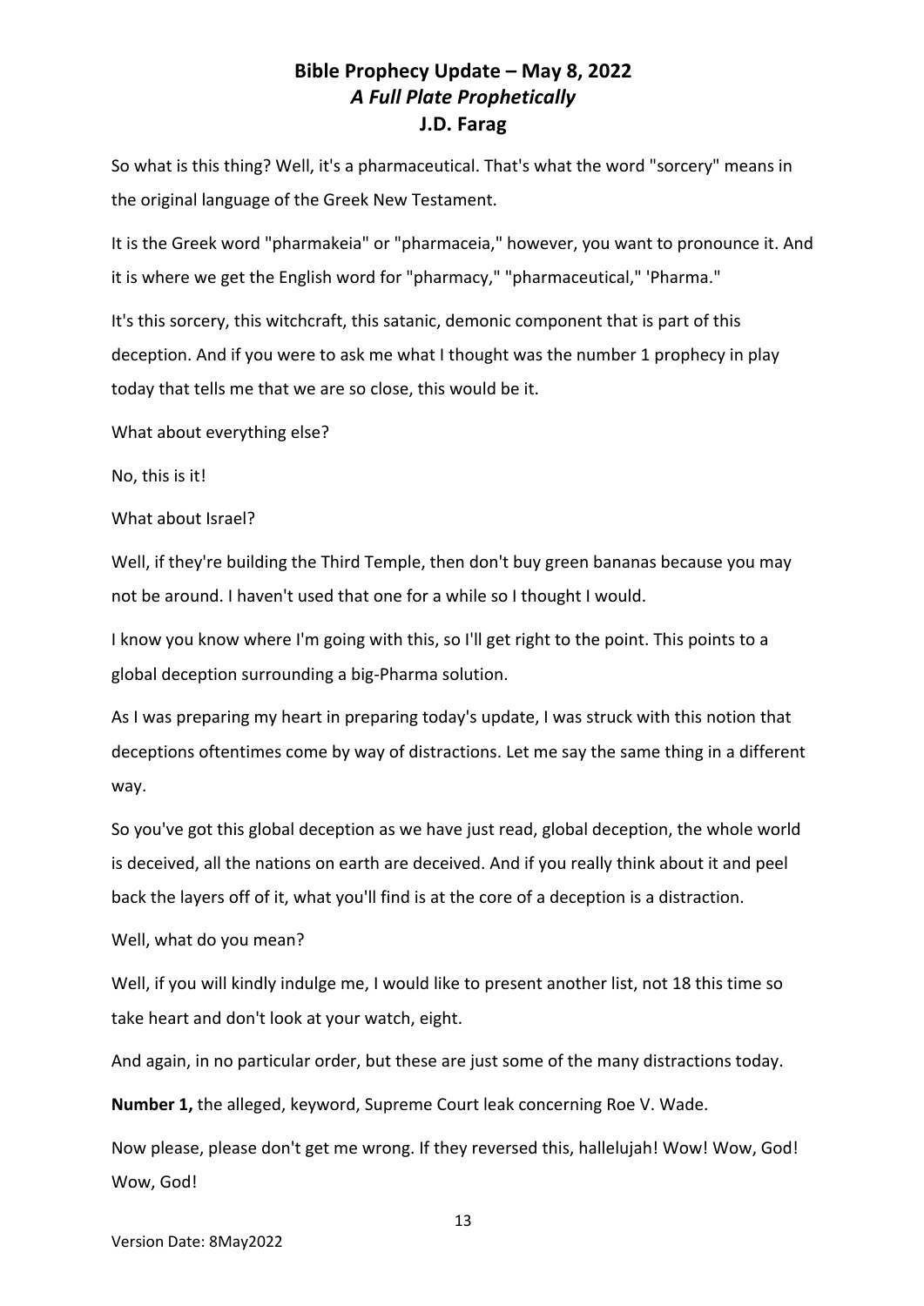So what is this thing? Well, it's a pharmaceutical. That's what the word "sorcery" means in the original language of the Greek New Testament.

It is the Greek word "pharmakeia" or "pharmaceia," however, you want to pronounce it. And it is where we get the English word for "pharmacy," "pharmaceutical," 'Pharma."

It's this sorcery, this witchcraft, this satanic, demonic component that is part of this deception. And if you were to ask me what I thought was the number 1 prophecy in play today that tells me that we are so close, this would be it.

What about everything else?

No, this is it!

What about Israel?

Well, if they're building the Third Temple, then don't buy green bananas because you may not be around. I haven't used that one for a while so I thought I would.

I know you know where I'm going with this, so I'll get right to the point. This points to a global deception surrounding a big-Pharma solution.

As I was preparing my heart in preparing today's update, I was struck with this notion that deceptions oftentimes come by way of distractions. Let me say the same thing in a different way.

So you've got this global deception as we have just read, global deception, the whole world is deceived, all the nations on earth are deceived. And if you really think about it and peel back the layers off of it, what you'll find is at the core of a deception is a distraction.

Well, what do you mean?

Well, if you will kindly indulge me, I would like to present another list, not 18 this time so take heart and don't look at your watch, eight.

And again, in no particular order, but these are just some of the many distractions today.

**Number 1,** the alleged, keyword, Supreme Court leak concerning Roe V. Wade.

Now please, please don't get me wrong. If they reversed this, hallelujah! Wow! Wow, God! Wow, God!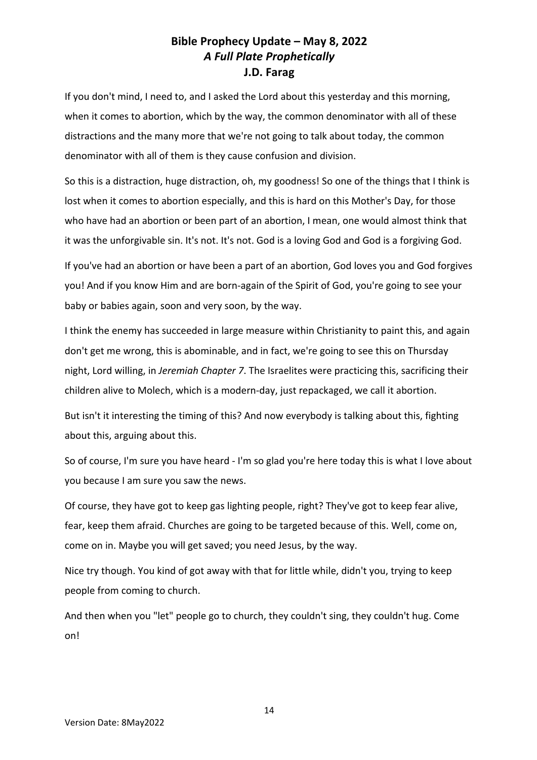If you don't mind, I need to, and I asked the Lord about this yesterday and this morning, when it comes to abortion, which by the way, the common denominator with all of these distractions and the many more that we're not going to talk about today, the common denominator with all of them is they cause confusion and division.

So this is a distraction, huge distraction, oh, my goodness! So one of the things that I think is lost when it comes to abortion especially, and this is hard on this Mother's Day, for those who have had an abortion or been part of an abortion, I mean, one would almost think that it was the unforgivable sin. It's not. It's not. God is a loving God and God is a forgiving God.

If you've had an abortion or have been a part of an abortion, God loves you and God forgives you! And if you know Him and are born-again of the Spirit of God, you're going to see your baby or babies again, soon and very soon, by the way.

I think the enemy has succeeded in large measure within Christianity to paint this, and again don't get me wrong, this is abominable, and in fact, we're going to see this on Thursday night, Lord willing, in *Jeremiah Chapter 7*. The Israelites were practicing this, sacrificing their children alive to Molech, which is a modern-day, just repackaged, we call it abortion.

But isn't it interesting the timing of this? And now everybody is talking about this, fighting about this, arguing about this.

So of course, I'm sure you have heard - I'm so glad you're here today this is what I love about you because I am sure you saw the news.

Of course, they have got to keep gas lighting people, right? They've got to keep fear alive, fear, keep them afraid. Churches are going to be targeted because of this. Well, come on, come on in. Maybe you will get saved; you need Jesus, by the way.

Nice try though. You kind of got away with that for little while, didn't you, trying to keep people from coming to church.

And then when you "let" people go to church, they couldn't sing, they couldn't hug. Come on!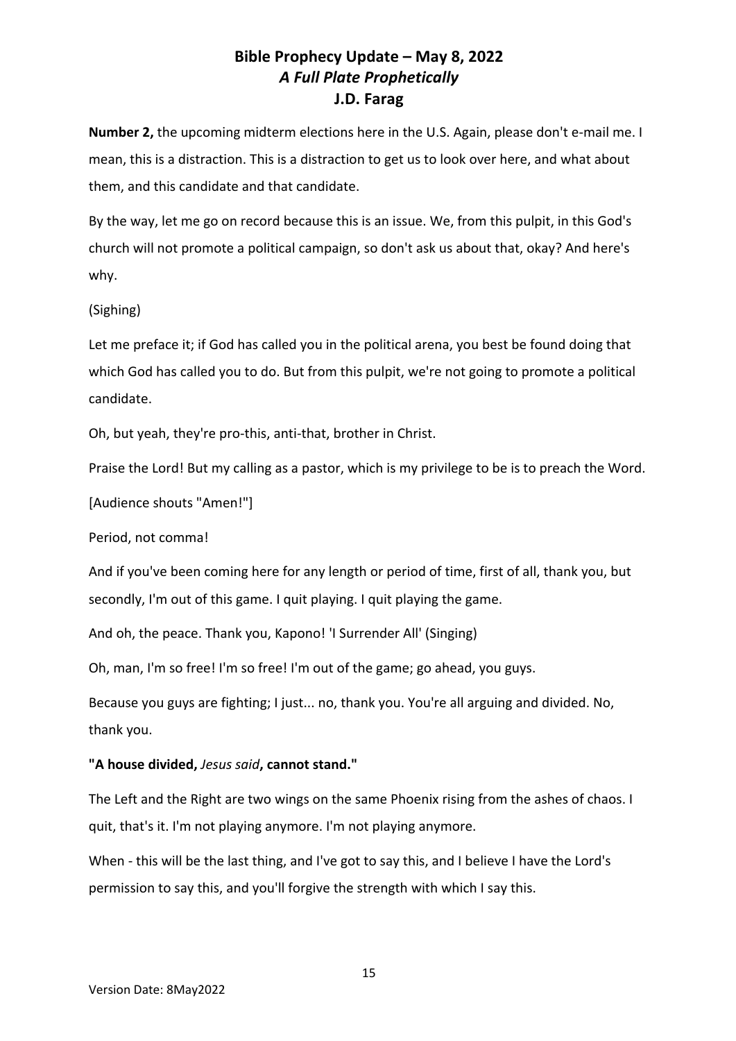**Number 2,** the upcoming midterm elections here in the U.S. Again, please don't e-mail me. I mean, this is a distraction. This is a distraction to get us to look over here, and what about them, and this candidate and that candidate.

By the way, let me go on record because this is an issue. We, from this pulpit, in this God's church will not promote a political campaign, so don't ask us about that, okay? And here's why.

(Sighing)

Let me preface it; if God has called you in the political arena, you best be found doing that which God has called you to do. But from this pulpit, we're not going to promote a political candidate.

Oh, but yeah, they're pro-this, anti-that, brother in Christ.

Praise the Lord! But my calling as a pastor, which is my privilege to be is to preach the Word.

[Audience shouts "Amen!"]

Period, not comma!

And if you've been coming here for any length or period of time, first of all, thank you, but secondly, I'm out of this game. I quit playing. I quit playing the game.

And oh, the peace. Thank you, Kapono! 'I Surrender All' (Singing)

Oh, man, I'm so free! I'm so free! I'm out of the game; go ahead, you guys.

Because you guys are fighting; I just... no, thank you. You're all arguing and divided. No, thank you.

**"A house divided,** *Jesus said***, cannot stand."**

The Left and the Right are two wings on the same Phoenix rising from the ashes of chaos. I quit, that's it. I'm not playing anymore. I'm not playing anymore.

When - this will be the last thing, and I've got to say this, and I believe I have the Lord's permission to say this, and you'll forgive the strength with which I say this.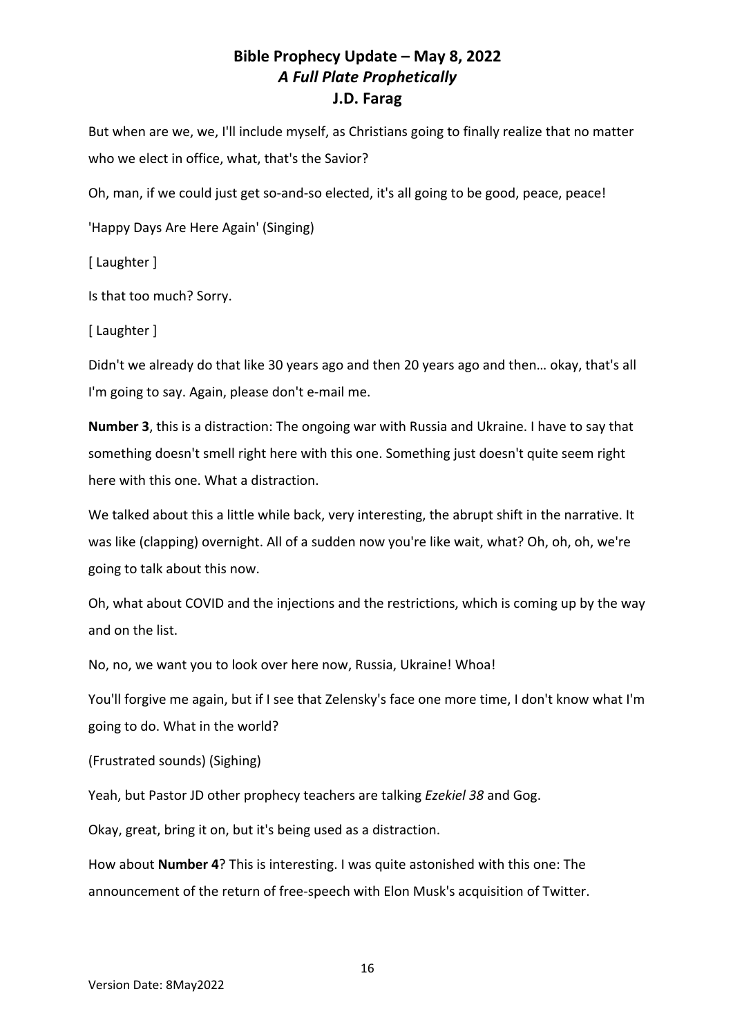But when are we, we, I'll include myself, as Christians going to finally realize that no matter who we elect in office, what, that's the Savior?

Oh, man, if we could just get so-and-so elected, it's all going to be good, peace, peace!

'Happy Days Are Here Again' (Singing)

[ Laughter ]

Is that too much? Sorry.

[ Laughter ]

Didn't we already do that like 30 years ago and then 20 years ago and then… okay, that's all I'm going to say. Again, please don't e-mail me.

**Number 3**, this is a distraction: The ongoing war with Russia and Ukraine. I have to say that something doesn't smell right here with this one. Something just doesn't quite seem right here with this one. What a distraction.

We talked about this a little while back, very interesting, the abrupt shift in the narrative. It was like (clapping) overnight. All of a sudden now you're like wait, what? Oh, oh, oh, we're going to talk about this now.

Oh, what about COVID and the injections and the restrictions, which is coming up by the way and on the list.

No, no, we want you to look over here now, Russia, Ukraine! Whoa!

You'll forgive me again, but if I see that Zelensky's face one more time, I don't know what I'm going to do. What in the world?

(Frustrated sounds) (Sighing)

Yeah, but Pastor JD other prophecy teachers are talking *Ezekiel 38* and Gog.

Okay, great, bring it on, but it's being used as a distraction.

How about **Number 4**? This is interesting. I was quite astonished with this one: The announcement of the return of free-speech with Elon Musk's acquisition of Twitter.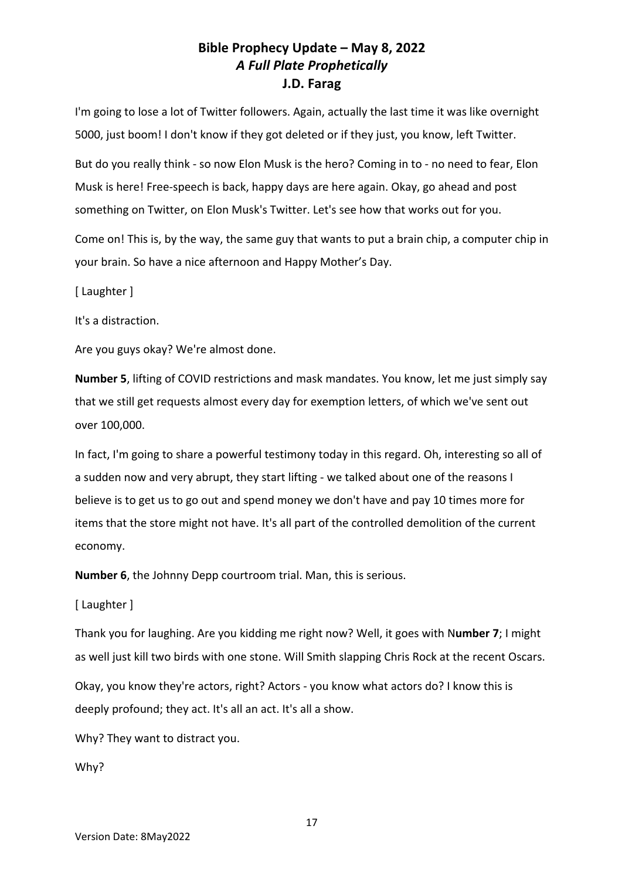I'm going to lose a lot of Twitter followers. Again, actually the last time it was like overnight 5000, just boom! I don't know if they got deleted or if they just, you know, left Twitter.

But do you really think - so now Elon Musk is the hero? Coming in to - no need to fear, Elon Musk is here! Free-speech is back, happy days are here again. Okay, go ahead and post something on Twitter, on Elon Musk's Twitter. Let's see how that works out for you.

Come on! This is, by the way, the same guy that wants to put a brain chip, a computer chip in your brain. So have a nice afternoon and Happy Mother's Day.

[ Laughter ]

It's a distraction.

Are you guys okay? We're almost done.

**Number 5**, lifting of COVID restrictions and mask mandates. You know, let me just simply say that we still get requests almost every day for exemption letters, of which we've sent out over 100,000.

In fact, I'm going to share a powerful testimony today in this regard. Oh, interesting so all of a sudden now and very abrupt, they start lifting - we talked about one of the reasons I believe is to get us to go out and spend money we don't have and pay 10 times more for items that the store might not have. It's all part of the controlled demolition of the current economy.

**Number 6**, the Johnny Depp courtroom trial. Man, this is serious.

[ Laughter ]

Thank you for laughing. Are you kidding me right now? Well, it goes with N**umber 7**; I might as well just kill two birds with one stone. Will Smith slapping Chris Rock at the recent Oscars.

Okay, you know they're actors, right? Actors - you know what actors do? I know this is deeply profound; they act. It's all an act. It's all a show.

Why? They want to distract you.

Why?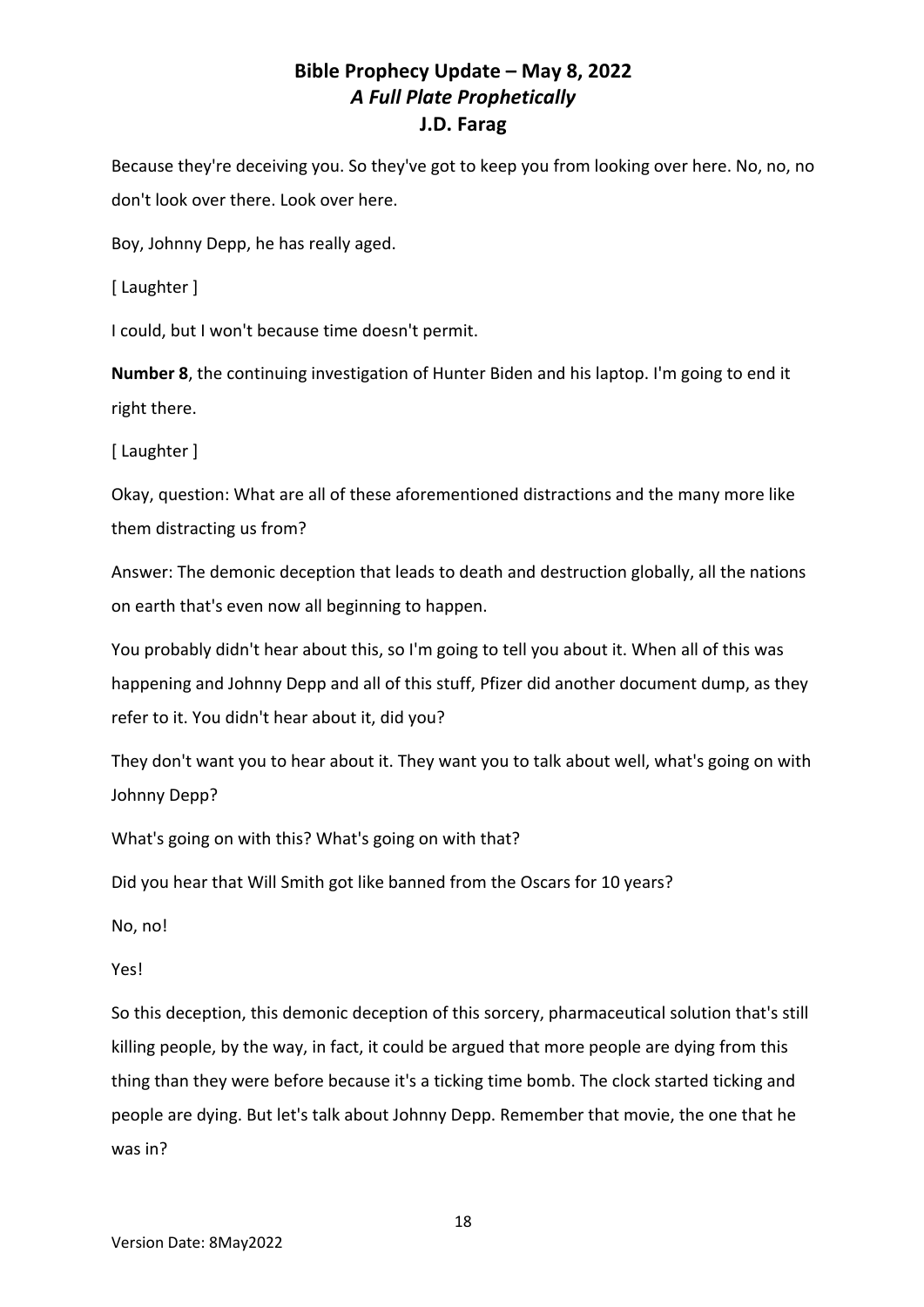Because they're deceiving you. So they've got to keep you from looking over here. No, no, no don't look over there. Look over here.

Boy, Johnny Depp, he has really aged.

[ Laughter ]

I could, but I won't because time doesn't permit.

**Number 8**, the continuing investigation of Hunter Biden and his laptop. I'm going to end it right there.

[ Laughter ]

Okay, question: What are all of these aforementioned distractions and the many more like them distracting us from?

Answer: The demonic deception that leads to death and destruction globally, all the nations on earth that's even now all beginning to happen.

You probably didn't hear about this, so I'm going to tell you about it. When all of this was happening and Johnny Depp and all of this stuff, Pfizer did another document dump, as they refer to it. You didn't hear about it, did you?

They don't want you to hear about it. They want you to talk about well, what's going on with Johnny Depp?

What's going on with this? What's going on with that?

Did you hear that Will Smith got like banned from the Oscars for 10 years?

No, no!

Yes!

So this deception, this demonic deception of this sorcery, pharmaceutical solution that's still killing people, by the way, in fact, it could be argued that more people are dying from this thing than they were before because it's a ticking time bomb. The clock started ticking and people are dying. But let's talk about Johnny Depp. Remember that movie, the one that he was in?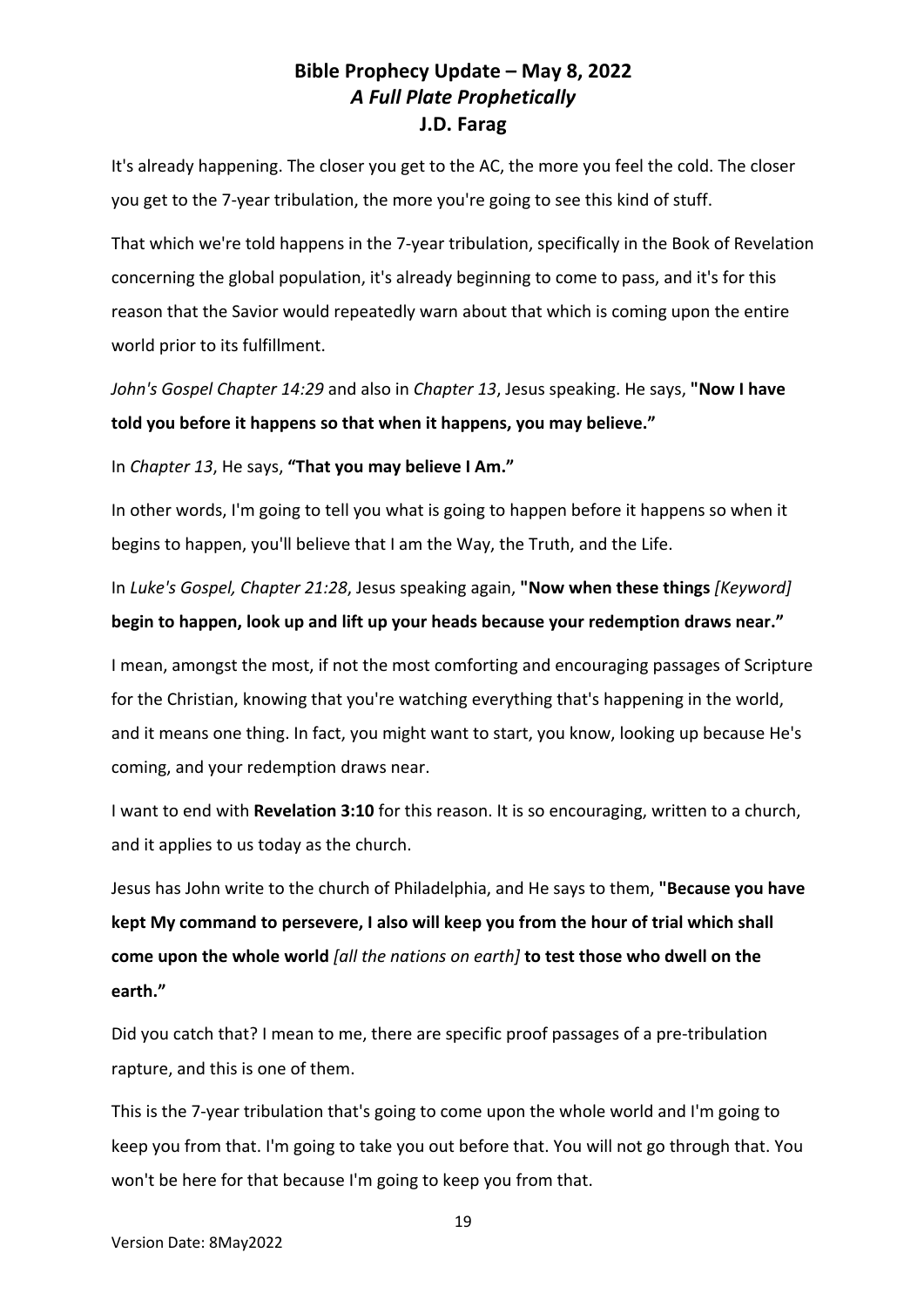It's already happening. The closer you get to the AC, the more you feel the cold. The closer you get to the 7-year tribulation, the more you're going to see this kind of stuff.

That which we're told happens in the 7-year tribulation, specifically in the Book of Revelation concerning the global population, it's already beginning to come to pass, and it's for this reason that the Savior would repeatedly warn about that which is coming upon the entire world prior to its fulfillment.

*John's Gospel Chapter 14:29* and also in *Chapter 13*, Jesus speaking. He says, **"Now I have told you before it happens so that when it happens, you may believe."**

In *Chapter 13*, He says, **"That you may believe I Am."**

In other words, I'm going to tell you what is going to happen before it happens so when it begins to happen, you'll believe that I am the Way, the Truth, and the Life.

In *Luke's Gospel, Chapter 21:28*, Jesus speaking again, **"Now when these things** *[Keyword]* **begin to happen, look up and lift up your heads because your redemption draws near."**

I mean, amongst the most, if not the most comforting and encouraging passages of Scripture for the Christian, knowing that you're watching everything that's happening in the world, and it means one thing. In fact, you might want to start, you know, looking up because He's coming, and your redemption draws near.

I want to end with **Revelation 3:10** for this reason. It is so encouraging, written to a church, and it applies to us today as the church.

Jesus has John write to the church of Philadelphia, and He says to them, **"Because you have kept My command to persevere, I also will keep you from the hour of trial which shall come upon the whole world** *[all the nations on earth]* **to test those who dwell on the earth."**

Did you catch that? I mean to me, there are specific proof passages of a pre-tribulation rapture, and this is one of them.

This is the 7-year tribulation that's going to come upon the whole world and I'm going to keep you from that. I'm going to take you out before that. You will not go through that. You won't be here for that because I'm going to keep you from that.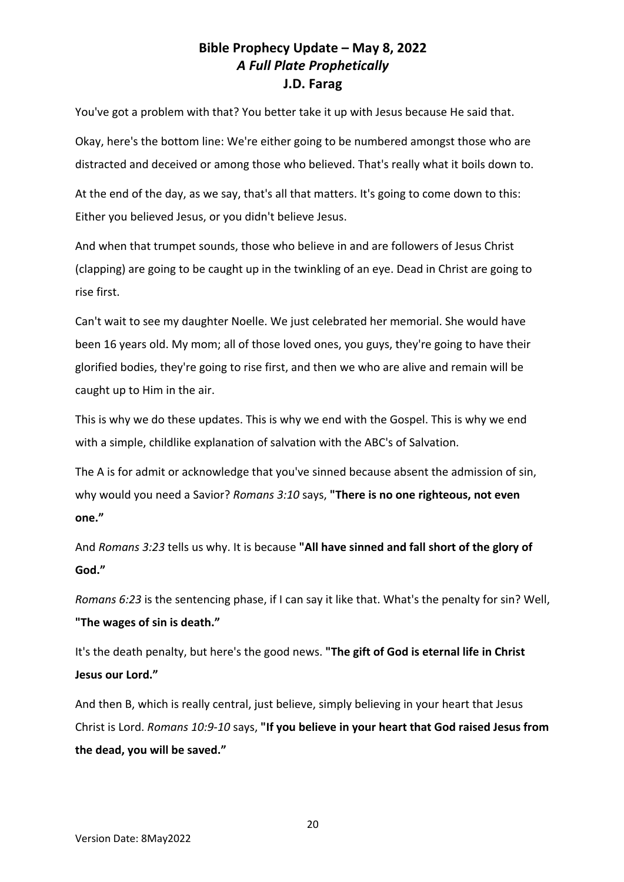You've got a problem with that? You better take it up with Jesus because He said that.

Okay, here's the bottom line: We're either going to be numbered amongst those who are distracted and deceived or among those who believed. That's really what it boils down to.

At the end of the day, as we say, that's all that matters. It's going to come down to this: Either you believed Jesus, or you didn't believe Jesus.

And when that trumpet sounds, those who believe in and are followers of Jesus Christ (clapping) are going to be caught up in the twinkling of an eye. Dead in Christ are going to rise first.

Can't wait to see my daughter Noelle. We just celebrated her memorial. She would have been 16 years old. My mom; all of those loved ones, you guys, they're going to have their glorified bodies, they're going to rise first, and then we who are alive and remain will be caught up to Him in the air.

This is why we do these updates. This is why we end with the Gospel. This is why we end with a simple, childlike explanation of salvation with the ABC's of Salvation.

The A is for admit or acknowledge that you've sinned because absent the admission of sin, why would you need a Savior? *Romans 3:10* says, **"There is no one righteous, not even one."**

And *Romans 3:23* tells us why. It is because **"All have sinned and fall short of the glory of God."**

*Romans 6:23* is the sentencing phase, if I can say it like that. What's the penalty for sin? Well, **"The wages of sin is death."**

It's the death penalty, but here's the good news. **"The gift of God is eternal life in Christ Jesus our Lord."**

And then B, which is really central, just believe, simply believing in your heart that Jesus Christ is Lord. *Romans 10:9-10* says, **"If you believe in your heart that God raised Jesus from the dead, you will be saved."**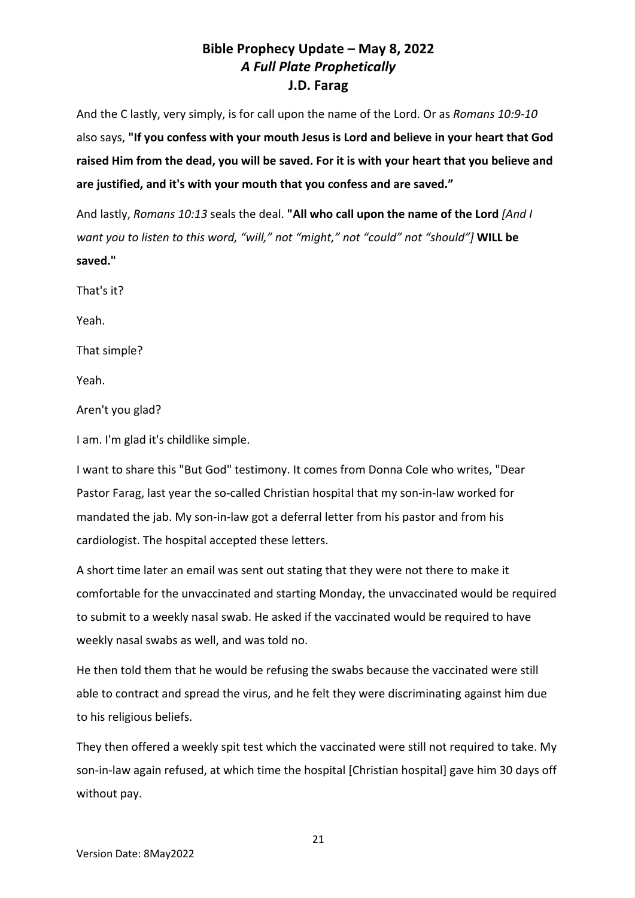And the C lastly, very simply, is for call upon the name of the Lord. Or as *Romans 10:9-10* also says, **"If you confess with your mouth Jesus is Lord and believe in your heart that God raised Him from the dead, you will be saved. For it is with your heart that you believe and are justified, and it's with your mouth that you confess and are saved."**

And lastly, *Romans 10:13* seals the deal. **"All who call upon the name of the Lord** *[And I want you to listen to this word, "will," not "might," not "could" not "should"]* **WILL be saved."**

That's it?

Yeah.

That simple?

Yeah.

Aren't you glad?

I am. I'm glad it's childlike simple.

I want to share this "But God" testimony. It comes from Donna Cole who writes, "Dear Pastor Farag, last year the so-called Christian hospital that my son-in-law worked for mandated the jab. My son-in-law got a deferral letter from his pastor and from his cardiologist. The hospital accepted these letters.

A short time later an email was sent out stating that they were not there to make it comfortable for the unvaccinated and starting Monday, the unvaccinated would be required to submit to a weekly nasal swab. He asked if the vaccinated would be required to have weekly nasal swabs as well, and was told no.

He then told them that he would be refusing the swabs because the vaccinated were still able to contract and spread the virus, and he felt they were discriminating against him due to his religious beliefs.

They then offered a weekly spit test which the vaccinated were still not required to take. My son-in-law again refused, at which time the hospital [Christian hospital] gave him 30 days off without pay.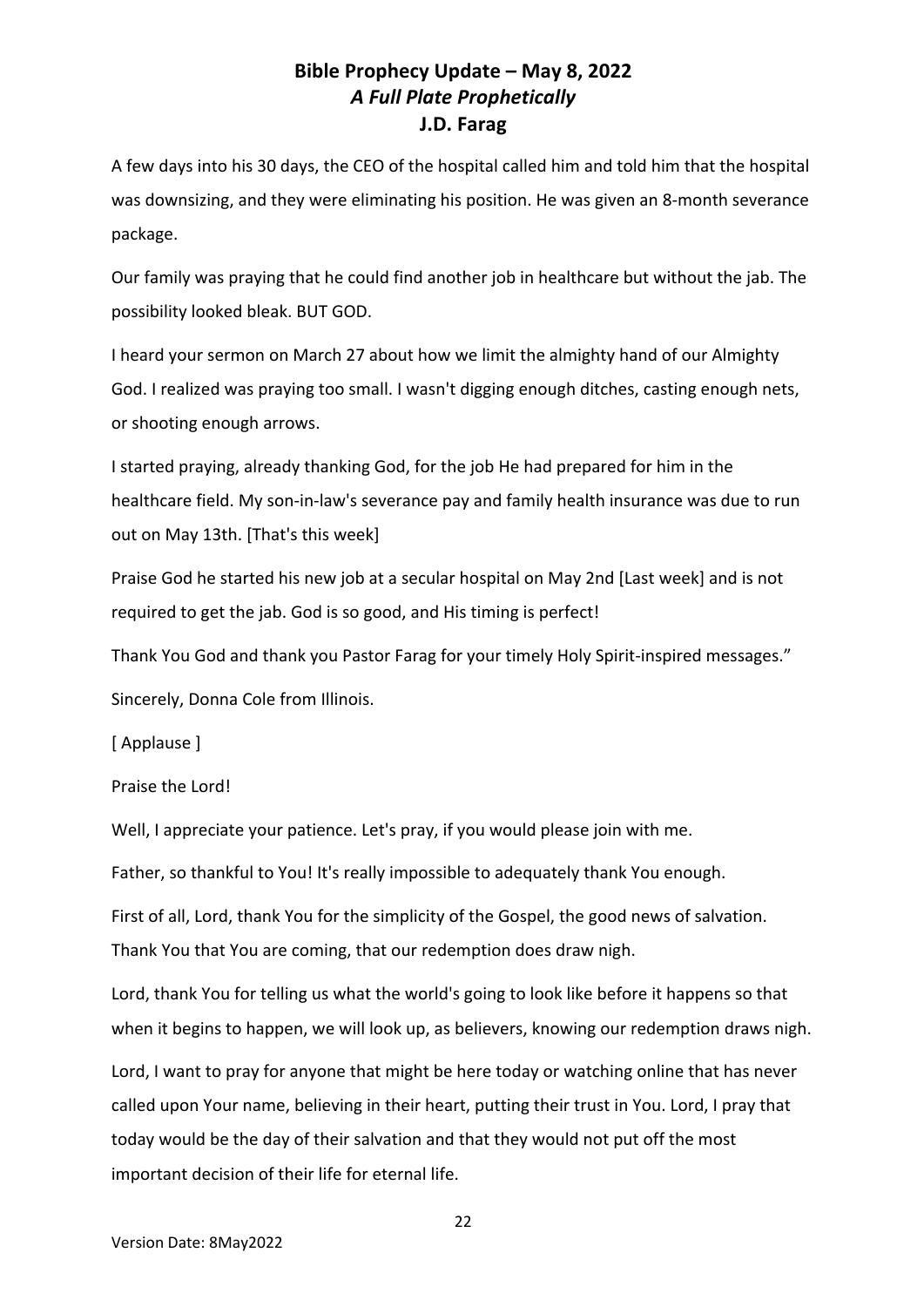A few days into his 30 days, the CEO of the hospital called him and told him that the hospital was downsizing, and they were eliminating his position. He was given an 8-month severance package.

Our family was praying that he could find another job in healthcare but without the jab. The possibility looked bleak. BUT GOD.

I heard your sermon on March 27 about how we limit the almighty hand of our Almighty God. I realized was praying too small. I wasn't digging enough ditches, casting enough nets, or shooting enough arrows.

I started praying, already thanking God, for the job He had prepared for him in the healthcare field. My son-in-law's severance pay and family health insurance was due to run out on May 13th. [That's this week]

Praise God he started his new job at a secular hospital on May 2nd [Last week] and is not required to get the jab. God is so good, and His timing is perfect!

Thank You God and thank you Pastor Farag for your timely Holy Spirit-inspired messages."

Sincerely, Donna Cole from Illinois.

[ Applause ]

Praise the Lord!

Well, I appreciate your patience. Let's pray, if you would please join with me.

Father, so thankful to You! It's really impossible to adequately thank You enough.

First of all, Lord, thank You for the simplicity of the Gospel, the good news of salvation. Thank You that You are coming, that our redemption does draw nigh.

Lord, thank You for telling us what the world's going to look like before it happens so that when it begins to happen, we will look up, as believers, knowing our redemption draws nigh.

Lord, I want to pray for anyone that might be here today or watching online that has never called upon Your name, believing in their heart, putting their trust in You. Lord, I pray that today would be the day of their salvation and that they would not put off the most important decision of their life for eternal life.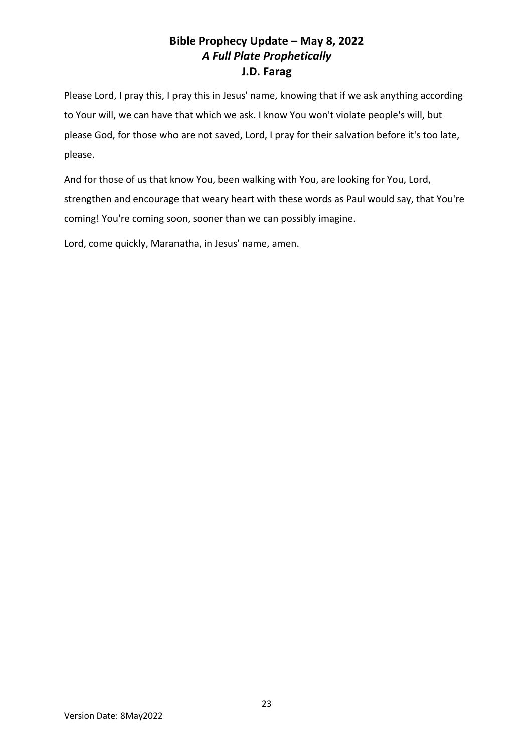Please Lord, I pray this, I pray this in Jesus' name, knowing that if we ask anything according to Your will, we can have that which we ask. I know You won't violate people's will, but please God, for those who are not saved, Lord, I pray for their salvation before it's too late, please.

And for those of us that know You, been walking with You, are looking for You, Lord, strengthen and encourage that weary heart with these words as Paul would say, that You're coming! You're coming soon, sooner than we can possibly imagine.

Lord, come quickly, Maranatha, in Jesus' name, amen.